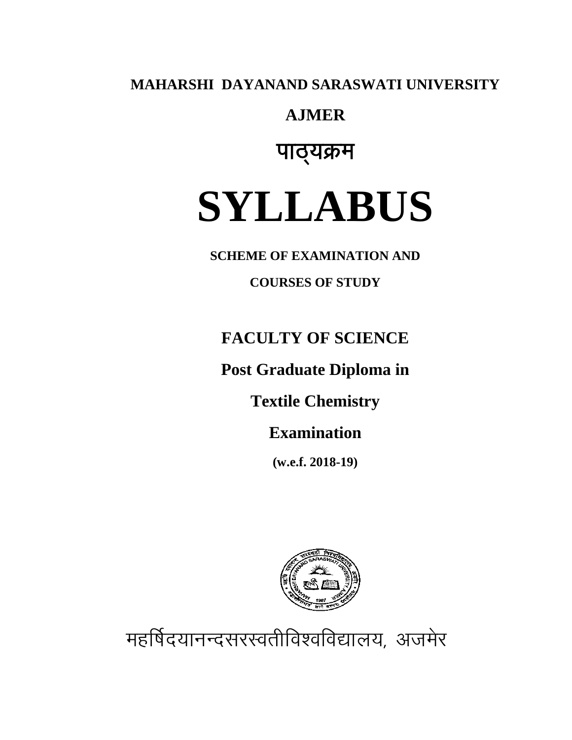**MAHARSHI DAYANAND SARASWATI UNIVERSITY**

**AJMER**

# पाठ्यक्रम

# SYLLABUS

**SCHEME OF EXAMINATION AND**

**COURSES OF STUDY**

## FACULTY OF SCIENCE

## Post Graduate Diploma in

## Textile Chemistry

## Examination

**(w.e.f. 2018-19)**

महर्षिदयानन्दसरस्वतीविश्वविद्यालय, अजमेर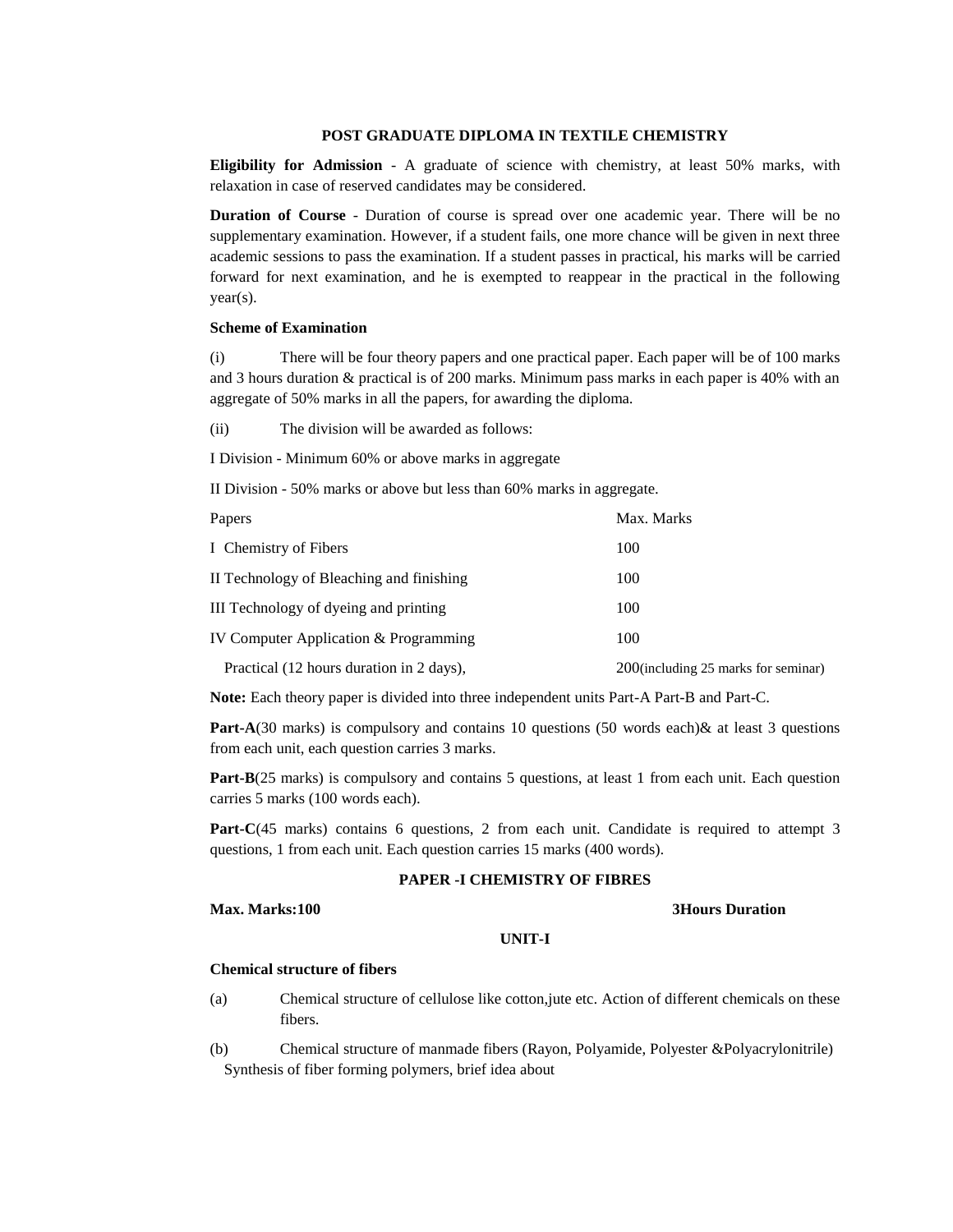## POST GRADUATE DIPLOMA IN TEXTILE CHEMISTRY

**Eligibility for Admission** - A graduate of science with chemistry, at least 50% marks, with relaxation in case of reserved candidates may be considered.

**Duration of Course** - Duration of course is spread over one academic year. There will be no supplementary examination. However, if a student fails, one more chance will be given in next three academic sessions to pass the examination. If a student passes in practical, his marks will be carried forward for next examination, and he is exempted to reappear in the practical in the following year(s).

**Scheme of Examination**

(i) There will be four theory papers and one practical paper. Each paper will be of 100 marks and 3 hours duration & practical is of 200 marks. Minimum pass marks in each paper is 40% with an aggregate of 50% marks in all the papers, for awarding the diploma.

(ii) The division will be awarded as follows:

I Division - Minimum 60% or above marks in aggregate

II Division - 50% marks or above but less than 60% marks in aggregate.

| Papers | Max. Marks |
|---|---|
| I Chemistry of Fibers | 100 |
| II Technology of Bleaching and finishing | 100 |
| III Technology of dyeing and printing | 100 |
| IV Computer Application & Programming | 100 |
| Practical (12 hours duration in 2 days), | 200(including 25 marks for seminar) |

**Note:** Each theory paper is divided into three independent units Part-A Part-B and Part-C.

**Part-A**(30 marks) is compulsory and contains 10 questions (50 words each)& at least 3 questions from each unit, each question carries 3 marks.

**Part-B**(25 marks) is compulsory and contains 5 questions, at least 1 from each unit. Each question carries 5 marks (100 words each).

**Part-C**(45 marks) contains 6 questions, 2 from each unit. Candidate is required to attempt 3 questions, 1 from each unit. Each question carries 15 marks (400 words).

### PAPER -I CHEMISTRY OF FIBRES

**Max. Marks:100** **3Hours Duration**

#### UNIT-I

**Chemical structure of fibers**

(a) Chemical structure of cellulose like cotton,jute etc. Action of different chemicals on these fibers.

(b) Chemical structure of manmade fibers (Rayon, Polyamide, Polyester &Polyacrylonitrile) Synthesis of fiber forming polymers, brief idea about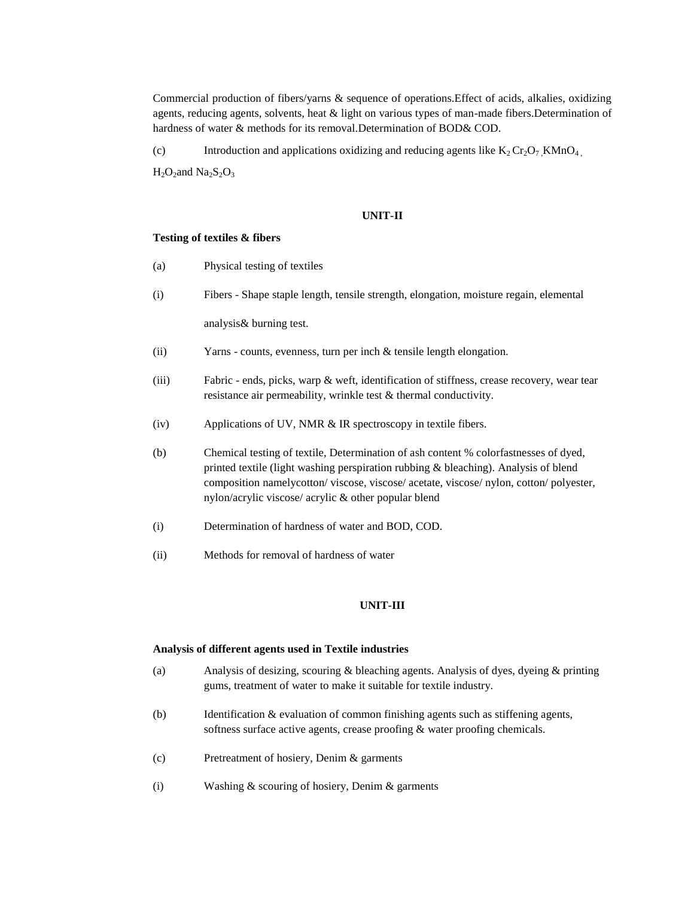Commercial production of fibers/yarns & sequence of operations.Effect of acids, alkalies, oxidizing agents, reducing agents, solvents, heat & light on various types of man-made fibers.Determination of hardness of water & methods for its removal.Determination of BOD& COD.

(c) Introduction and applications oxidizing and reducing agents like $K_2Cr_2O_7$, $KMnO_4$, $H_2O_2$ and $Na_2S_2O_3$

**UNIT-II**

**Testing of textiles & fibers**

(a) Physical testing of textiles

(i) Fibers - Shape staple length, tensile strength, elongation, moisture regain, elemental analysis& burning test.

(ii) Yarns - counts, evenness, turn per inch & tensile length elongation.

(iii) Fabric - ends, picks, warp & weft, identification of stiffness, crease recovery, wear tear resistance air permeability, wrinkle test & thermal conductivity.

(iv) Applications of UV, NMR & IR spectroscopy in textile fibers.

(b) Chemical testing of textile, Determination of ash content % colorfastnesses of dyed, printed textile (light washing perspiration rubbing & bleaching). Analysis of blend composition namelycotton/ viscose, viscose/ acetate, viscose/ nylon, cotton/ polyester, nylon/acrylic viscose/ acrylic & other popular blend

(i) Determination of hardness of water and BOD, COD.

(ii) Methods for removal of hardness of water

**UNIT-III**

**Analysis of different agents used in Textile industries**

(a) Analysis of desizing, scouring & bleaching agents. Analysis of dyes, dyeing & printing gums, treatment of water to make it suitable for textile industry.

(b) Identification & evaluation of common finishing agents such as stiffening agents, softness surface active agents, crease proofing & water proofing chemicals.

(c) Pretreatment of hosiery, Denim & garments

(i) Washing & scouring of hosiery, Denim & garments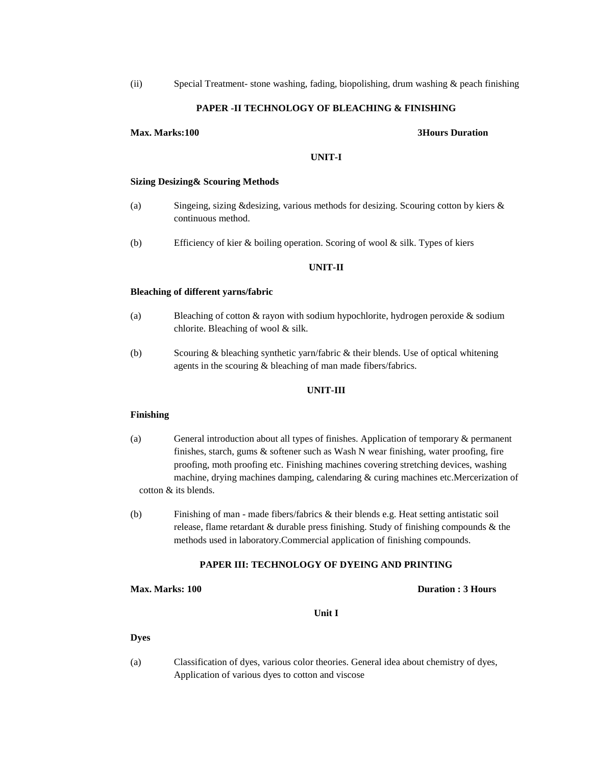(ii) Special Treatment- stone washing, fading, biopolishing, drum washing & peach finishing

## PAPER -II TECHNOLOGY OF BLEACHING & FINISHING

**Max. Marks:100** **3Hours Duration**

### UNIT-I

**Sizing Desizing& Scouring Methods**

(a) Singeing, sizing &desizing, various methods for desizing. Scouring cotton by kiers & continuous method.

(b) Efficiency of kier & boiling operation. Scoring of wool & silk. Types of kiers

### UNIT-II

**Bleaching of different yarns/fabric**

(a) Bleaching of cotton & rayon with sodium hypochlorite, hydrogen peroxide & sodium chlorite. Bleaching of wool & silk.

(b) Scouring & bleaching synthetic yarn/fabric & their blends. Use of optical whitening agents in the scouring & bleaching of man made fibers/fabrics.

### UNIT-III

**Finishing**

(a) General introduction about all types of finishes. Application of temporary & permanent finishes, starch, gums & softener such as Wash N wear finishing, water proofing, fire proofing, moth proofing etc. Finishing machines covering stretching devices, washing machine, drying machines damping, calendaring & curing machines etc.Mercerization of cotton & its blends.

(b) Finishing of man - made fibers/fabrics & their blends e.g. Heat setting antistatic soil release, flame retardant & durable press finishing. Study of finishing compounds & the methods used in laboratory.Commercial application of finishing compounds.

## PAPER III: TECHNOLOGY OF DYEING AND PRINTING

**Max. Marks: 100** **Duration : 3 Hours**

### Unit I

**Dyes**

(a) Classification of dyes, various color theories. General idea about chemistry of dyes, Application of various dyes to cotton and viscose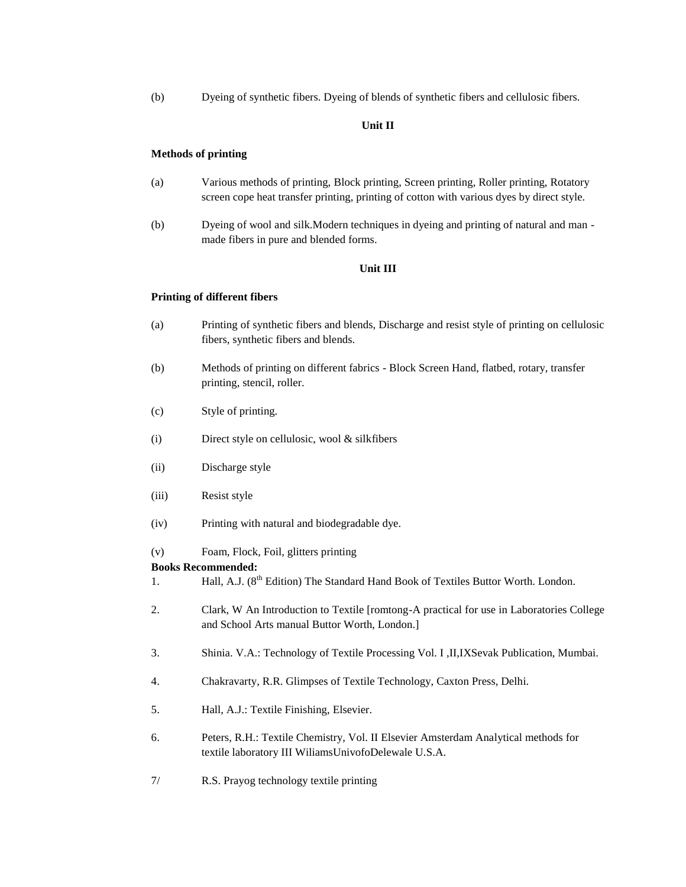(b) Dyeing of synthetic fibers. Dyeing of blends of synthetic fibers and cellulosic fibers.

### Unit II

**Methods of printing**

(a) Various methods of printing, Block printing, Screen printing, Roller printing, Rotatory screen cope heat transfer printing, printing of cotton with various dyes by direct style.

(b) Dyeing of wool and silk.Modern techniques in dyeing and printing of natural and man - made fibers in pure and blended forms.

### Unit III

**Printing of different fibers**

(a) Printing of synthetic fibers and blends, Discharge and resist style of printing on cellulosic fibers, synthetic fibers and blends.

(b) Methods of printing on different fabrics - Block Screen Hand, flatbed, rotary, transfer printing, stencil, roller.

(c) Style of printing.

(i) Direct style on cellulosic, wool & silkfibers

(ii) Discharge style

(iii) Resist style

(iv) Printing with natural and biodegradable dye.

(v) Foam, Flock, Foil, glitters printing

**Books Recommended:**

1. Hall, A.J. (8th Edition) The Standard Hand Book of Textiles Buttor Worth. London.

2. Clark, W An Introduction to Textile [romtong-A practical for use in Laboratories College and School Arts manual Buttor Worth, London.]

3. Shinia. V.A.: Technology of Textile Processing Vol. I ,II,IXSevak Publication, Mumbai.

4. Chakravarty, R.R. Glimpses of Textile Technology, Caxton Press, Delhi.

5. Hall, A.J.: Textile Finishing, Elsevier.

6. Peters, R.H.: Textile Chemistry, Vol. II Elsevier Amsterdam Analytical methods for textile laboratory III WiliamsUnivofoDelewale U.S.A.

7/ R.S. Prayog technology textile printing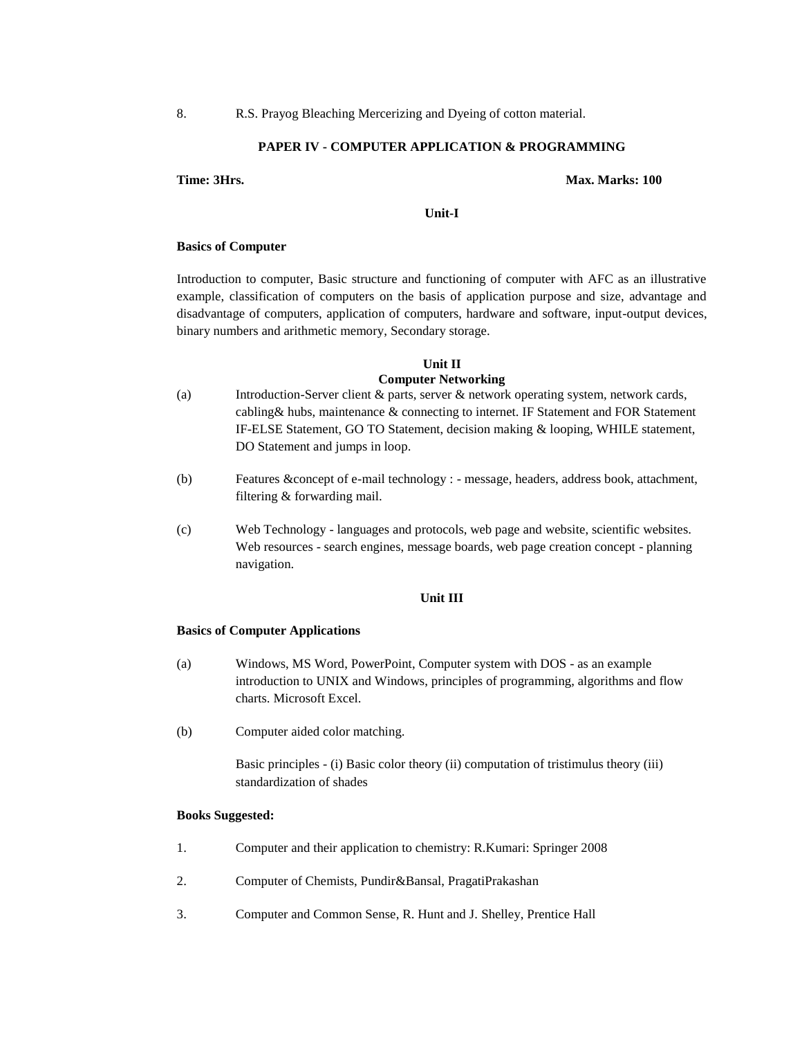8. R.S. Prayog Bleaching Mercerizing and Dyeing of cotton material.

## PAPER IV - COMPUTER APPLICATION & PROGRAMMING

**Time: 3Hrs.** **Max. Marks: 100**

### Unit-I

**Basics of Computer**

Introduction to computer, Basic structure and functioning of computer with AFC as an illustrative example, classification of computers on the basis of application purpose and size, advantage and disadvantage of computers, application of computers, hardware and software, input-output devices, binary numbers and arithmetic memory, Secondary storage.

### Unit II

**Computer Networking**

(a) Introduction-Server client & parts, server & network operating system, network cards, cabling& hubs, maintenance & connecting to internet. IF Statement and FOR Statement IF-ELSE Statement, GO TO Statement, decision making & looping, WHILE statement, DO Statement and jumps in loop.

(b) Features &concept of e-mail technology : - message, headers, address book, attachment, filtering & forwarding mail.

(c) Web Technology - languages and protocols, web page and website, scientific websites. Web resources - search engines, message boards, web page creation concept - planning navigation.

### Unit III

**Basics of Computer Applications**

(a) Windows, MS Word, PowerPoint, Computer system with DOS - as an example introduction to UNIX and Windows, principles of programming, algorithms and flow charts. Microsoft Excel.

(b) Computer aided color matching.

Basic principles - (i) Basic color theory (ii) computation of tristimulus theory (iii) standardization of shades

**Books Suggested:**

1. Computer and their application to chemistry: R.Kumari: Springer 2008
2. Computer of Chemists, Pundir&Bansal, PragatiPrakashan
3. Computer and Common Sense, R. Hunt and J. Shelley, Prentice Hall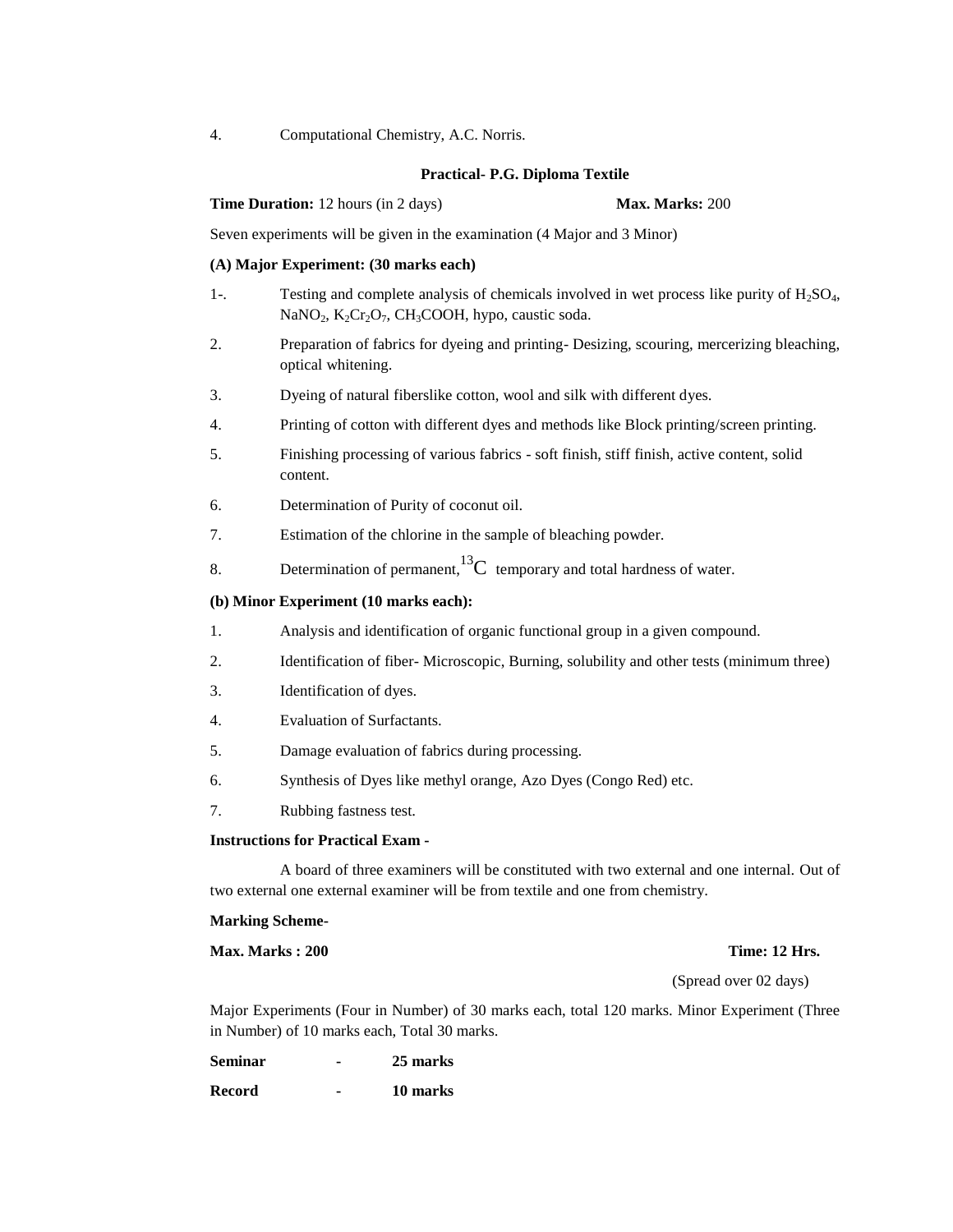4. Computational Chemistry, A.C. Norris.

### Practical- P.G. Diploma Textile

**Time Duration:** 12 hours (in 2 days) **Max. Marks:** 200

Seven experiments will be given in the examination (4 Major and 3 Minor)

**(A) Major Experiment: (30 marks each)**

1-. Testing and complete analysis of chemicals involved in wet process like purity of $H_2SO_4$, $NaNO_2$, $K_2Cr_2O_7$, $CH_3COOH$, hypo, caustic soda.

2. Preparation of fabrics for dyeing and printing- Desizing, scouring, mercerizing bleaching, optical whitening.

3. Dyeing of natural fiberslike cotton, wool and silk with different dyes.

4. Printing of cotton with different dyes and methods like Block printing/screen printing.

5. Finishing processing of various fabrics - soft finish, stiff finish, active content, solid content.

6. Determination of Purity of coconut oil.

7. Estimation of the chlorine in the sample of bleaching powder.

8. Determination of permanent, $^{13}C$ temporary and total hardness of water.

**(b) Minor Experiment (10 marks each):**

1. Analysis and identification of organic functional group in a given compound.

2. Identification of fiber- Microscopic, Burning, solubility and other tests (minimum three)

3. Identification of dyes.

4. Evaluation of Surfactants.

5. Damage evaluation of fabrics during processing.

6. Synthesis of Dyes like methyl orange, Azo Dyes (Congo Red) etc.

7. Rubbing fastness test.

**Instructions for Practical Exam -**

A board of three examiners will be constituted with two external and one internal. Out of two external one external examiner will be from textile and one from chemistry.

**Marking Scheme-**

**Max. Marks : 200** **Time: 12 Hrs.**

(Spread over 02 days)

Major Experiments (Four in Number) of 30 marks each, total 120 marks. Minor Experiment (Three in Number) of 10 marks each, Total 30 marks.

**Seminar - 25 marks**

**Record - 10 marks**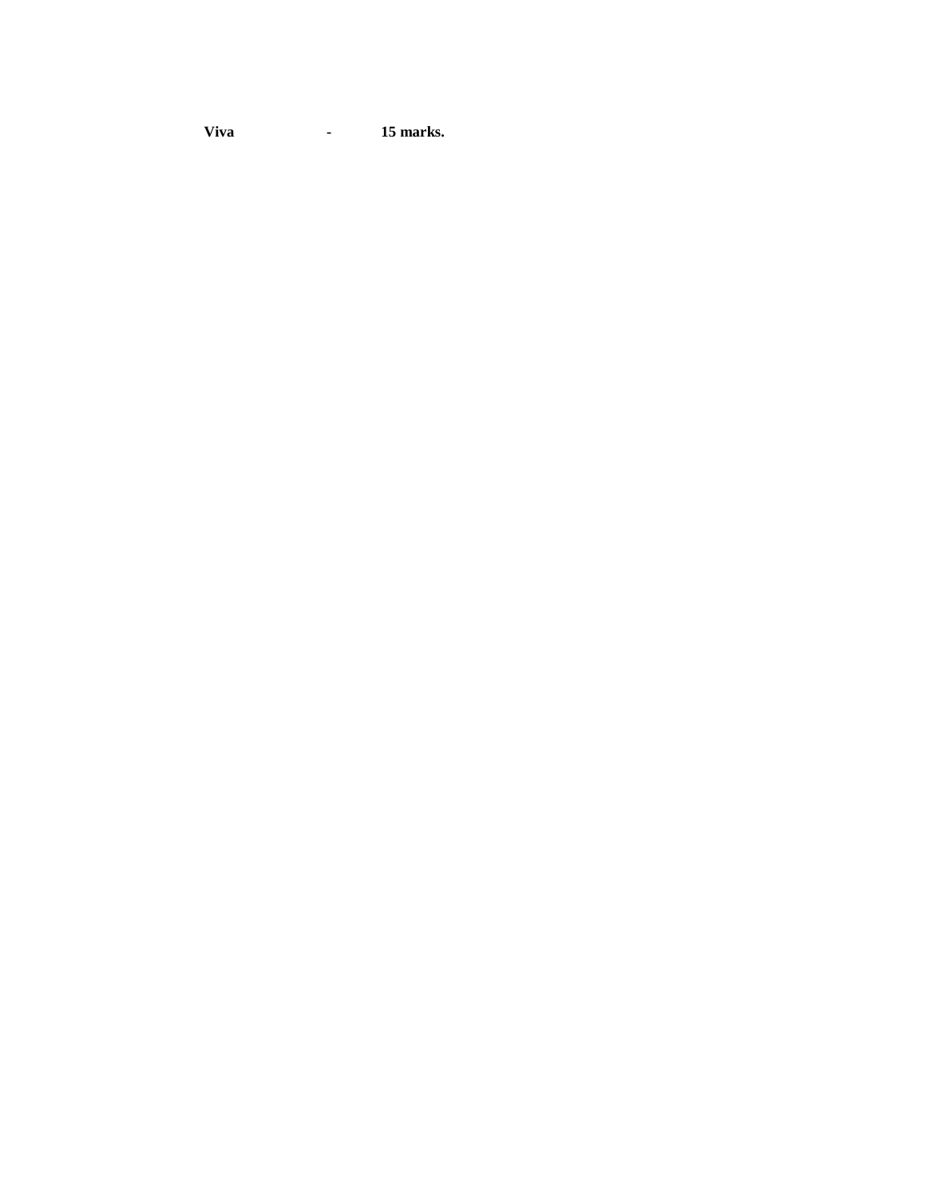**Viva - 15 marks.**